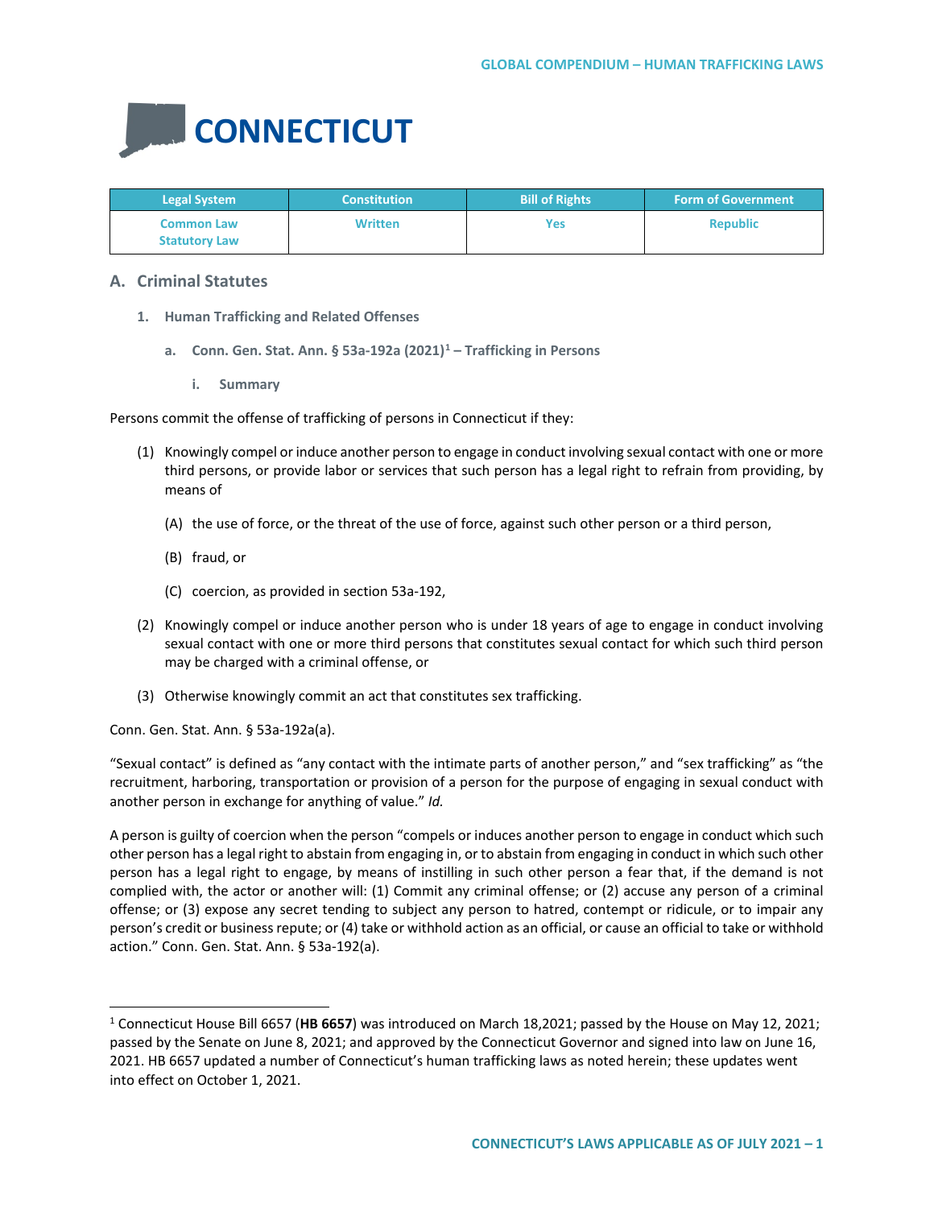# CONNECTICUT

| Legal System | Constitution | Bill of Rights | Form of Government |
|---|---|---|---|
| Common Law<br>Statutory Law | Written | Yes | Republic |

## A. Criminal Statutes

### 1. Human Trafficking and Related Offenses

#### a. Conn. Gen. Stat. Ann. § 53a-192a (2021)[1] – Trafficking in Persons

##### i. Summary

Persons commit the offense of trafficking of persons in Connecticut if they:

(1) Knowingly compel or induce another person to engage in conduct involving sexual contact with one or more third persons, or provide labor or services that such person has a legal right to refrain from providing, by means of

(A) the use of force, or the threat of the use of force, against such other person or a third person,

(B) fraud, or

(C) coercion, as provided in section 53a-192,

(2) Knowingly compel or induce another person who is under 18 years of age to engage in conduct involving sexual contact with one or more third persons that constitutes sexual contact for which such third person may be charged with a criminal offense, or

(3) Otherwise knowingly commit an act that constitutes sex trafficking.

Conn. Gen. Stat. Ann. § 53a-192a(a).

"Sexual contact" is defined as "any contact with the intimate parts of another person," and "sex trafficking" as "the recruitment, harboring, transportation or provision of a person for the purpose of engaging in sexual conduct with another person in exchange for anything of value." *Id.*

A person is guilty of coercion when the person "compels or induces another person to engage in conduct which such other person has a legal right to abstain from engaging in, or to abstain from engaging in conduct in which such other person has a legal right to engage, by means of instilling in such other person a fear that, if the demand is not complied with, the actor or another will: (1) Commit any criminal offense; or (2) accuse any person of a criminal offense; or (3) expose any secret tending to subject any person to hatred, contempt or ridicule, or to impair any person's credit or business repute; or (4) take or withhold action as an official, or cause an official to take or withhold action." Conn. Gen. Stat. Ann. § 53a-192(a).

---

[1] Connecticut House Bill 6657 (**HB 6657**) was introduced on March 18,2021; passed by the House on May 12, 2021; passed by the Senate on June 8, 2021; and approved by the Connecticut Governor and signed into law on June 16, 2021. HB 6657 updated a number of Connecticut's human trafficking laws as noted herein; these updates went into effect on October 1, 2021.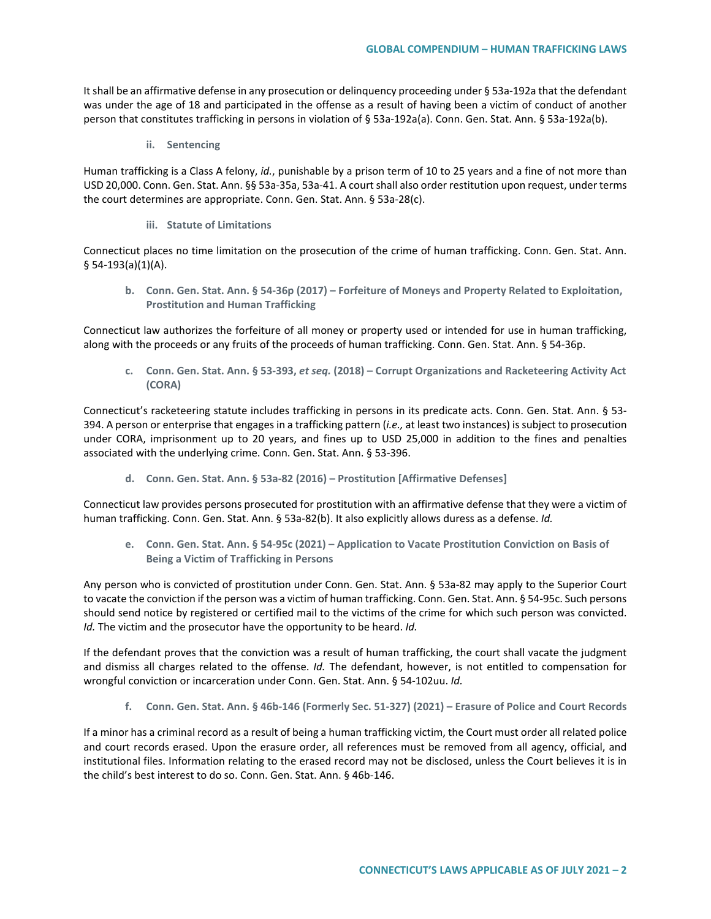It shall be an affirmative defense in any prosecution or delinquency proceeding under § 53a-192a that the defendant was under the age of 18 and participated in the offense as a result of having been a victim of conduct of another person that constitutes trafficking in persons in violation of § 53a-192a(a). Conn. Gen. Stat. Ann. § 53a-192a(b).

#### ii. Sentencing

Human trafficking is a Class A felony, *id.*, punishable by a prison term of 10 to 25 years and a fine of not more than USD 20,000. Conn. Gen. Stat. Ann. §§ 53a-35a, 53a-41. A court shall also order restitution upon request, under terms the court determines are appropriate. Conn. Gen. Stat. Ann. § 53a-28(c).

#### iii. Statute of Limitations

Connecticut places no time limitation on the prosecution of the crime of human trafficking. Conn. Gen. Stat. Ann. § 54-193(a)(1)(A).

### b. Conn. Gen. Stat. Ann. § 54-36p (2017) – Forfeiture of Moneys and Property Related to Exploitation, Prostitution and Human Trafficking

Connecticut law authorizes the forfeiture of all money or property used or intended for use in human trafficking, along with the proceeds or any fruits of the proceeds of human trafficking. Conn. Gen. Stat. Ann. § 54-36p.

### c. Conn. Gen. Stat. Ann. § 53-393, *et seq.* (2018) – Corrupt Organizations and Racketeering Activity Act (CORA)

Connecticut's racketeering statute includes trafficking in persons in its predicate acts. Conn. Gen. Stat. Ann. § 53-394. A person or enterprise that engages in a trafficking pattern (*i.e.,* at least two instances) is subject to prosecution under CORA, imprisonment up to 20 years, and fines up to USD 25,000 in addition to the fines and penalties associated with the underlying crime. Conn. Gen. Stat. Ann. § 53-396.

### d. Conn. Gen. Stat. Ann. § 53a-82 (2016) – Prostitution [Affirmative Defenses]

Connecticut law provides persons prosecuted for prostitution with an affirmative defense that they were a victim of human trafficking. Conn. Gen. Stat. Ann. § 53a-82(b). It also explicitly allows duress as a defense. *Id.*

### e. Conn. Gen. Stat. Ann. § 54-95c (2021) – Application to Vacate Prostitution Conviction on Basis of Being a Victim of Trafficking in Persons

Any person who is convicted of prostitution under Conn. Gen. Stat. Ann. § 53a-82 may apply to the Superior Court to vacate the conviction if the person was a victim of human trafficking. Conn. Gen. Stat. Ann. § 54-95c. Such persons should send notice by registered or certified mail to the victims of the crime for which such person was convicted. *Id.* The victim and the prosecutor have the opportunity to be heard. *Id.*

If the defendant proves that the conviction was a result of human trafficking, the court shall vacate the judgment and dismiss all charges related to the offense. *Id.* The defendant, however, is not entitled to compensation for wrongful conviction or incarceration under Conn. Gen. Stat. Ann. § 54-102uu. *Id.*

### f. Conn. Gen. Stat. Ann. § 46b-146 (Formerly Sec. 51-327) (2021) – Erasure of Police and Court Records

If a minor has a criminal record as a result of being a human trafficking victim, the Court must order all related police and court records erased. Upon the erasure order, all references must be removed from all agency, official, and institutional files. Information relating to the erased record may not be disclosed, unless the Court believes it is in the child's best interest to do so. Conn. Gen. Stat. Ann. § 46b-146.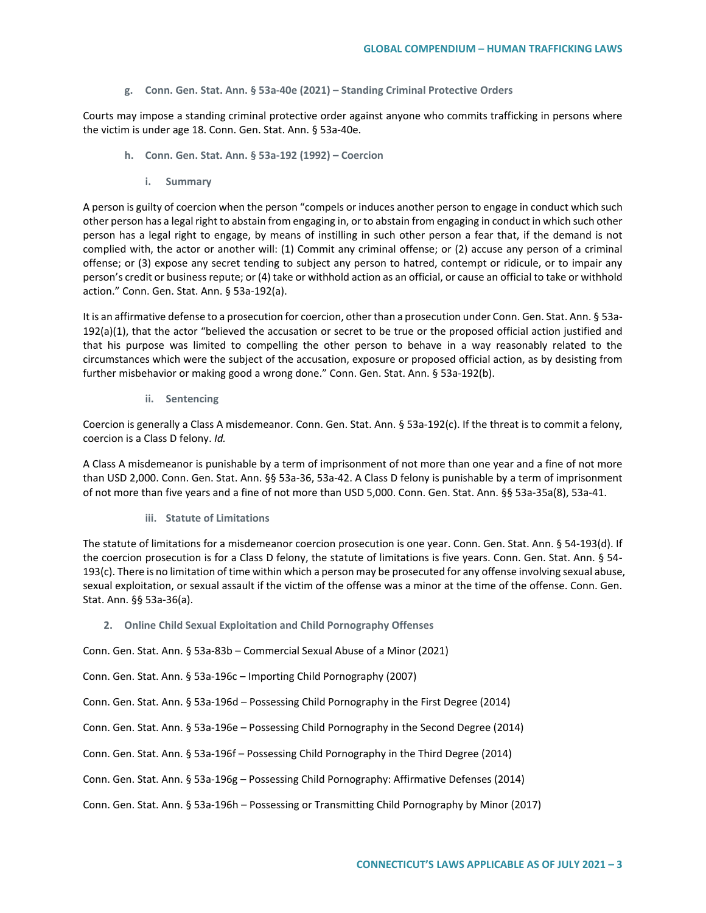#### g. Conn. Gen. Stat. Ann. § 53a-40e (2021) – Standing Criminal Protective Orders

Courts may impose a standing criminal protective order against anyone who commits trafficking in persons where the victim is under age 18. Conn. Gen. Stat. Ann. § 53a-40e.

#### h. Conn. Gen. Stat. Ann. § 53a-192 (1992) – Coercion

##### i. Summary

A person is guilty of coercion when the person "compels or induces another person to engage in conduct which such other person has a legal right to abstain from engaging in, or to abstain from engaging in conduct in which such other person has a legal right to engage, by means of instilling in such other person a fear that, if the demand is not complied with, the actor or another will: (1) Commit any criminal offense; or (2) accuse any person of a criminal offense; or (3) expose any secret tending to subject any person to hatred, contempt or ridicule, or to impair any person's credit or business repute; or (4) take or withhold action as an official, or cause an official to take or withhold action." Conn. Gen. Stat. Ann. § 53a-192(a).

It is an affirmative defense to a prosecution for coercion, other than a prosecution under Conn. Gen. Stat. Ann. § 53a-192(a)(1), that the actor "believed the accusation or secret to be true or the proposed official action justified and that his purpose was limited to compelling the other person to behave in a way reasonably related to the circumstances which were the subject of the accusation, exposure or proposed official action, as by desisting from further misbehavior or making good a wrong done." Conn. Gen. Stat. Ann. § 53a-192(b).

##### ii. Sentencing

Coercion is generally a Class A misdemeanor. Conn. Gen. Stat. Ann. § 53a-192(c). If the threat is to commit a felony, coercion is a Class D felony. *Id.*

A Class A misdemeanor is punishable by a term of imprisonment of not more than one year and a fine of not more than USD 2,000. Conn. Gen. Stat. Ann. §§ 53a-36, 53a-42. A Class D felony is punishable by a term of imprisonment of not more than five years and a fine of not more than USD 5,000. Conn. Gen. Stat. Ann. §§ 53a-35a(8), 53a-41.

##### iii. Statute of Limitations

The statute of limitations for a misdemeanor coercion prosecution is one year. Conn. Gen. Stat. Ann. § 54-193(d). If the coercion prosecution is for a Class D felony, the statute of limitations is five years. Conn. Gen. Stat. Ann. § 54-193(c). There is no limitation of time within which a person may be prosecuted for any offense involving sexual abuse, sexual exploitation, or sexual assault if the victim of the offense was a minor at the time of the offense. Conn. Gen. Stat. Ann. §§ 53a-36(a).

### 2. Online Child Sexual Exploitation and Child Pornography Offenses

Conn. Gen. Stat. Ann. § 53a-83b – Commercial Sexual Abuse of a Minor (2021)

Conn. Gen. Stat. Ann. § 53a-196c – Importing Child Pornography (2007)

Conn. Gen. Stat. Ann. § 53a-196d – Possessing Child Pornography in the First Degree (2014)

Conn. Gen. Stat. Ann. § 53a-196e – Possessing Child Pornography in the Second Degree (2014)

Conn. Gen. Stat. Ann. § 53a-196f – Possessing Child Pornography in the Third Degree (2014)

Conn. Gen. Stat. Ann. § 53a-196g – Possessing Child Pornography: Affirmative Defenses (2014)

Conn. Gen. Stat. Ann. § 53a-196h – Possessing or Transmitting Child Pornography by Minor (2017)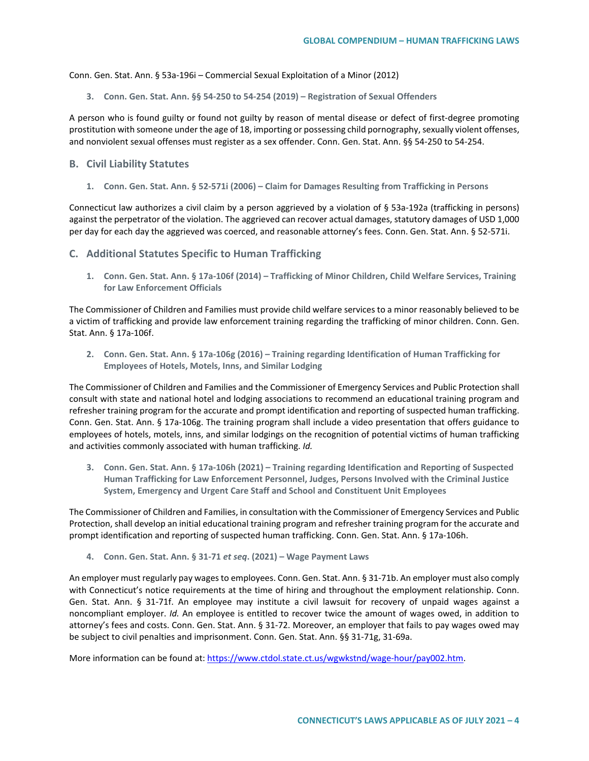Conn. Gen. Stat. Ann. § 53a-196i – Commercial Sexual Exploitation of a Minor (2012)

#### 3. Conn. Gen. Stat. Ann. §§ 54-250 to 54-254 (2019) – Registration of Sexual Offenders

A person who is found guilty or found not guilty by reason of mental disease or defect of first-degree promoting prostitution with someone under the age of 18, importing or possessing child pornography, sexually violent offenses, and nonviolent sexual offenses must register as a sex offender. Conn. Gen. Stat. Ann. §§ 54-250 to 54-254.

### B. Civil Liability Statutes

#### 1. Conn. Gen. Stat. Ann. § 52-571i (2006) – Claim for Damages Resulting from Trafficking in Persons

Connecticut law authorizes a civil claim by a person aggrieved by a violation of § 53a-192a (trafficking in persons) against the perpetrator of the violation. The aggrieved can recover actual damages, statutory damages of USD 1,000 per day for each day the aggrieved was coerced, and reasonable attorney's fees. Conn. Gen. Stat. Ann. § 52-571i.

### C. Additional Statutes Specific to Human Trafficking

#### 1. Conn. Gen. Stat. Ann. § 17a-106f (2014) – Trafficking of Minor Children, Child Welfare Services, Training for Law Enforcement Officials

The Commissioner of Children and Families must provide child welfare services to a minor reasonably believed to be a victim of trafficking and provide law enforcement training regarding the trafficking of minor children. Conn. Gen. Stat. Ann. § 17a-106f.

#### 2. Conn. Gen. Stat. Ann. § 17a-106g (2016) – Training regarding Identification of Human Trafficking for Employees of Hotels, Motels, Inns, and Similar Lodging

The Commissioner of Children and Families and the Commissioner of Emergency Services and Public Protection shall consult with state and national hotel and lodging associations to recommend an educational training program and refresher training program for the accurate and prompt identification and reporting of suspected human trafficking. Conn. Gen. Stat. Ann. § 17a-106g. The training program shall include a video presentation that offers guidance to employees of hotels, motels, inns, and similar lodgings on the recognition of potential victims of human trafficking and activities commonly associated with human trafficking. *Id.*

#### 3. Conn. Gen. Stat. Ann. § 17a-106h (2021) – Training regarding Identification and Reporting of Suspected Human Trafficking for Law Enforcement Personnel, Judges, Persons Involved with the Criminal Justice System, Emergency and Urgent Care Staff and School and Constituent Unit Employees

The Commissioner of Children and Families, in consultation with the Commissioner of Emergency Services and Public Protection, shall develop an initial educational training program and refresher training program for the accurate and prompt identification and reporting of suspected human trafficking. Conn. Gen. Stat. Ann. § 17a-106h.

#### 4. Conn. Gen. Stat. Ann. § 31-71 *et seq*. (2021) – Wage Payment Laws

An employer must regularly pay wages to employees. Conn. Gen. Stat. Ann. § 31-71b. An employer must also comply with Connecticut's notice requirements at the time of hiring and throughout the employment relationship. Conn. Gen. Stat. Ann. § 31-71f. An employee may institute a civil lawsuit for recovery of unpaid wages against a noncompliant employer. *Id.* An employee is entitled to recover twice the amount of wages owed, in addition to attorney's fees and costs. Conn. Gen. Stat. Ann. § 31-72. Moreover, an employer that fails to pay wages owed may be subject to civil penalties and imprisonment. Conn. Gen. Stat. Ann. §§ 31-71g, 31-69a.

More information can be found at: https://www.ctdol.state.ct.us/wgwkstnd/wage-hour/pay002.htm.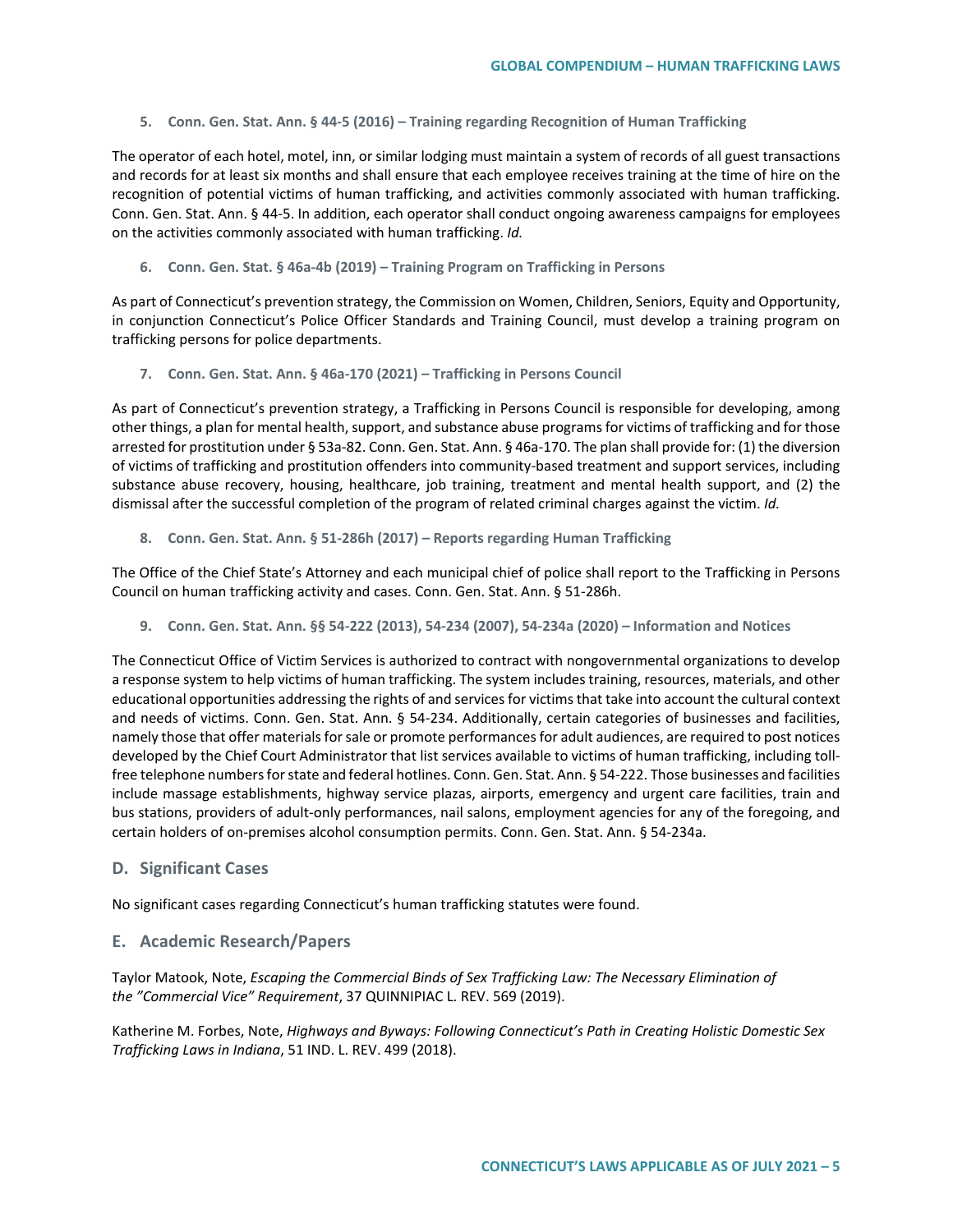**5. Conn. Gen. Stat. Ann. § 44-5 (2016) – Training regarding Recognition of Human Trafficking**

The operator of each hotel, motel, inn, or similar lodging must maintain a system of records of all guest transactions and records for at least six months and shall ensure that each employee receives training at the time of hire on the recognition of potential victims of human trafficking, and activities commonly associated with human trafficking. Conn. Gen. Stat. Ann. § 44-5. In addition, each operator shall conduct ongoing awareness campaigns for employees on the activities commonly associated with human trafficking. *Id.*

**6. Conn. Gen. Stat. § 46a-4b (2019) – Training Program on Trafficking in Persons**

As part of Connecticut's prevention strategy, the Commission on Women, Children, Seniors, Equity and Opportunity, in conjunction Connecticut's Police Officer Standards and Training Council, must develop a training program on trafficking persons for police departments.

**7. Conn. Gen. Stat. Ann. § 46a-170 (2021) – Trafficking in Persons Council**

As part of Connecticut's prevention strategy, a Trafficking in Persons Council is responsible for developing, among other things, a plan for mental health, support, and substance abuse programs for victims of trafficking and for those arrested for prostitution under § 53a-82. Conn. Gen. Stat. Ann. § 46a-170. The plan shall provide for: (1) the diversion of victims of trafficking and prostitution offenders into community-based treatment and support services, including substance abuse recovery, housing, healthcare, job training, treatment and mental health support, and (2) the dismissal after the successful completion of the program of related criminal charges against the victim. *Id.*

**8. Conn. Gen. Stat. Ann. § 51-286h (2017) – Reports regarding Human Trafficking**

The Office of the Chief State's Attorney and each municipal chief of police shall report to the Trafficking in Persons Council on human trafficking activity and cases. Conn. Gen. Stat. Ann. § 51-286h.

**9. Conn. Gen. Stat. Ann. §§ 54-222 (2013), 54-234 (2007), 54-234a (2020) – Information and Notices**

The Connecticut Office of Victim Services is authorized to contract with nongovernmental organizations to develop a response system to help victims of human trafficking. The system includes training, resources, materials, and other educational opportunities addressing the rights of and services for victims that take into account the cultural context and needs of victims. Conn. Gen. Stat. Ann. § 54-234. Additionally, certain categories of businesses and facilities, namely those that offer materials for sale or promote performances for adult audiences, are required to post notices developed by the Chief Court Administrator that list services available to victims of human trafficking, including toll-free telephone numbers for state and federal hotlines. Conn. Gen. Stat. Ann. § 54-222. Those businesses and facilities include massage establishments, highway service plazas, airports, emergency and urgent care facilities, train and bus stations, providers of adult-only performances, nail salons, employment agencies for any of the foregoing, and certain holders of on-premises alcohol consumption permits. Conn. Gen. Stat. Ann. § 54-234a.

## D. Significant Cases

No significant cases regarding Connecticut's human trafficking statutes were found.

## E. Academic Research/Papers

Taylor Matook, Note, *Escaping the Commercial Binds of Sex Trafficking Law: The Necessary Elimination of the "Commercial Vice" Requirement*, 37 QUINNIPIAC L. REV. 569 (2019).

Katherine M. Forbes, Note, *Highways and Byways: Following Connecticut's Path in Creating Holistic Domestic Sex Trafficking Laws in Indiana*, 51 IND. L. REV. 499 (2018).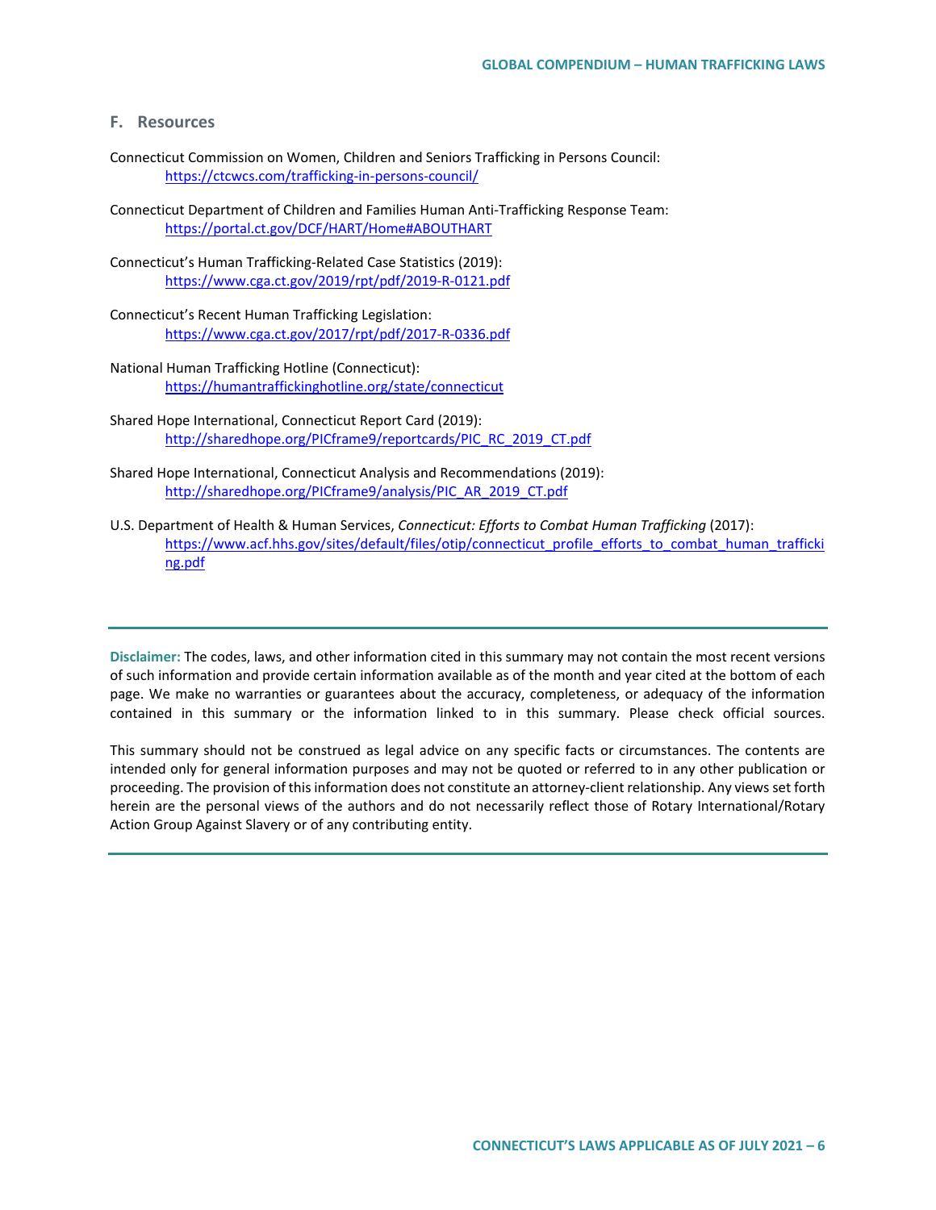## F. Resources

Connecticut Commission on Women, Children and Seniors Trafficking in Persons Council:
https://ctcwcs.com/trafficking-in-persons-council/

Connecticut Department of Children and Families Human Anti-Trafficking Response Team:
https://portal.ct.gov/DCF/HART/Home#ABOUTHART

Connecticut's Human Trafficking-Related Case Statistics (2019):
https://www.cga.ct.gov/2019/rpt/pdf/2019-R-0121.pdf

Connecticut's Recent Human Trafficking Legislation:
https://www.cga.ct.gov/2017/rpt/pdf/2017-R-0336.pdf

National Human Trafficking Hotline (Connecticut):
https://humantraffickinghotline.org/state/connecticut

Shared Hope International, Connecticut Report Card (2019):
http://sharedhope.org/PICframe9/reportcards/PIC_RC_2019_CT.pdf

Shared Hope International, Connecticut Analysis and Recommendations (2019):
http://sharedhope.org/PICframe9/analysis/PIC_AR_2019_CT.pdf

U.S. Department of Health & Human Services, *Connecticut: Efforts to Combat Human Trafficking* (2017):
https://www.acf.hhs.gov/sites/default/files/otip/connecticut_profile_efforts_to_combat_human_trafficking.pdf

---

**Disclaimer:** The codes, laws, and other information cited in this summary may not contain the most recent versions of such information and provide certain information available as of the month and year cited at the bottom of each page. We make no warranties or guarantees about the accuracy, completeness, or adequacy of the information contained in this summary or the information linked to in this summary. Please check official sources.

This summary should not be construed as legal advice on any specific facts or circumstances. The contents are intended only for general information purposes and may not be quoted or referred to in any other publication or proceeding. The provision of this information does not constitute an attorney-client relationship. Any views set forth herein are the personal views of the authors and do not necessarily reflect those of Rotary International/Rotary Action Group Against Slavery or of any contributing entity.

---